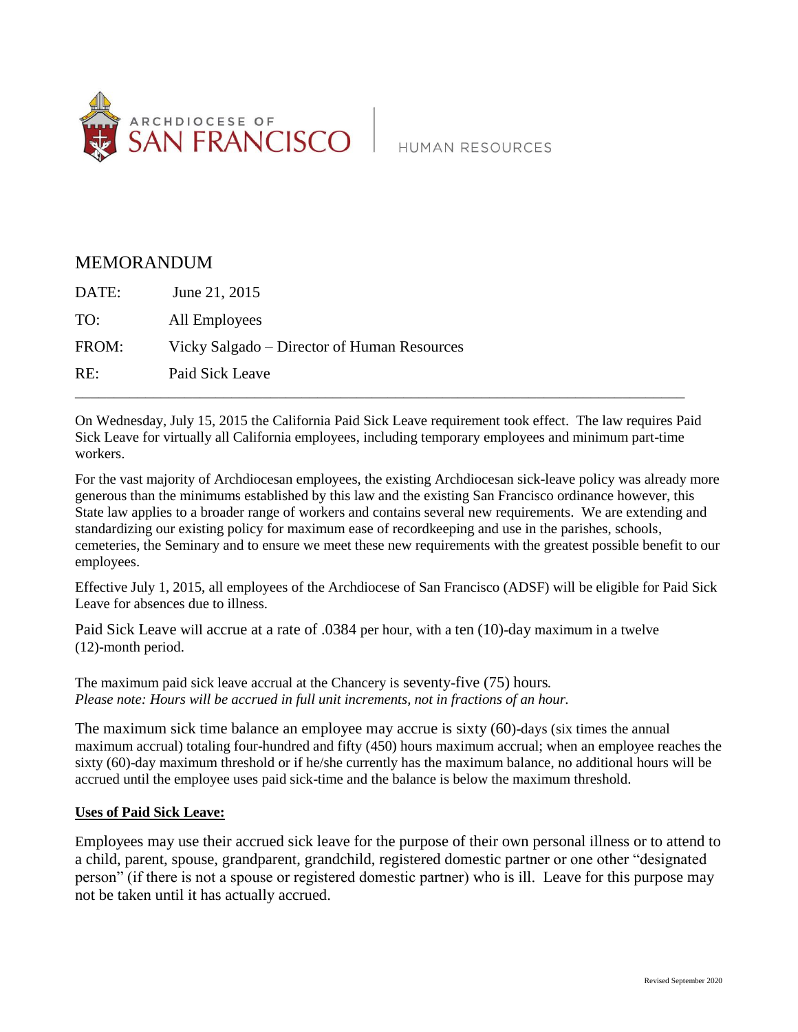ARCHDIOCESE OF SAN FRANCISCO | HUMAN RESOURCES

# MEMORANDUM

DATE: June 21, 2015

TO: All Employees

FROM: Vicky Salgado – Director of Human Resources

RE: Paid Sick Leave

---

On Wednesday, July 15, 2015 the California Paid Sick Leave requirement took effect. The law requires Paid Sick Leave for virtually all California employees, including temporary employees and minimum part-time workers.

For the vast majority of Archdiocesan employees, the existing Archdiocesan sick-leave policy was already more generous than the minimums established by this law and the existing San Francisco ordinance however, this State law applies to a broader range of workers and contains several new requirements. We are extending and standardizing our existing policy for maximum ease of recordkeeping and use in the parishes, schools, cemeteries, the Seminary and to ensure we meet these new requirements with the greatest possible benefit to our employees.

Effective July 1, 2015, all employees of the Archdiocese of San Francisco (ADSF) will be eligible for Paid Sick Leave for absences due to illness.

Paid Sick Leave will accrue at a rate of .0384 per hour, with a ten (10)-day maximum in a twelve (12)-month period.

The maximum paid sick leave accrual at the Chancery is seventy-five (75) hours.
*Please note: Hours will be accrued in full unit increments, not in fractions of an hour.*

The maximum sick time balance an employee may accrue is sixty (60)-days (six times the annual maximum accrual) totaling four-hundred and fifty (450) hours maximum accrual; when an employee reaches the sixty (60)-day maximum threshold or if he/she currently has the maximum balance, no additional hours will be accrued until the employee uses paid sick-time and the balance is below the maximum threshold.

**Uses of Paid Sick Leave:**

Employees may use their accrued sick leave for the purpose of their own personal illness or to attend to a child, parent, spouse, grandparent, grandchild, registered domestic partner or one other "designated person" (if there is not a spouse or registered domestic partner) who is ill. Leave for this purpose may not be taken until it has actually accrued.

Revised September 2020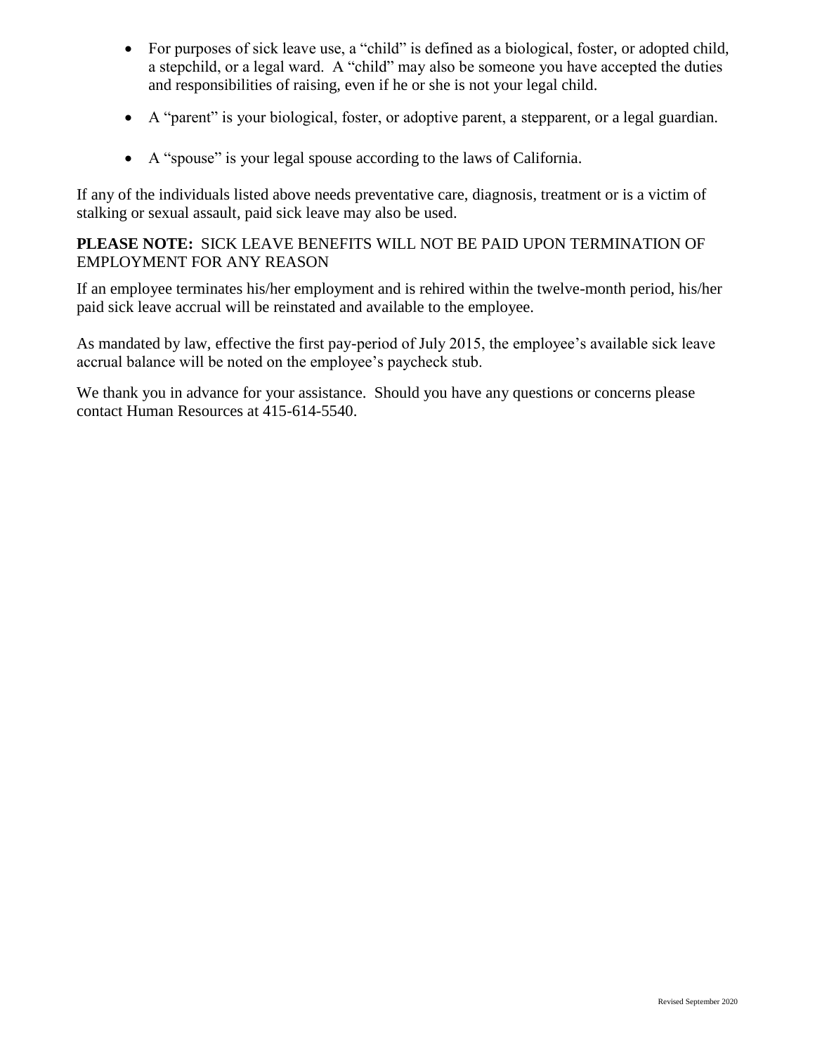- For purposes of sick leave use, a "child" is defined as a biological, foster, or adopted child, a stepchild, or a legal ward. A "child" may also be someone you have accepted the duties and responsibilities of raising, even if he or she is not your legal child.
- A "parent" is your biological, foster, or adoptive parent, a stepparent, or a legal guardian.
- A "spouse" is your legal spouse according to the laws of California.

If any of the individuals listed above needs preventative care, diagnosis, treatment or is a victim of stalking or sexual assault, paid sick leave may also be used.

**PLEASE NOTE:** SICK LEAVE BENEFITS WILL NOT BE PAID UPON TERMINATION OF EMPLOYMENT FOR ANY REASON

If an employee terminates his/her employment and is rehired within the twelve-month period, his/her paid sick leave accrual will be reinstated and available to the employee.

As mandated by law, effective the first pay-period of July 2015, the employee's available sick leave accrual balance will be noted on the employee's paycheck stub.

We thank you in advance for your assistance. Should you have any questions or concerns please contact Human Resources at 415-614-5540.

Revised September 2020